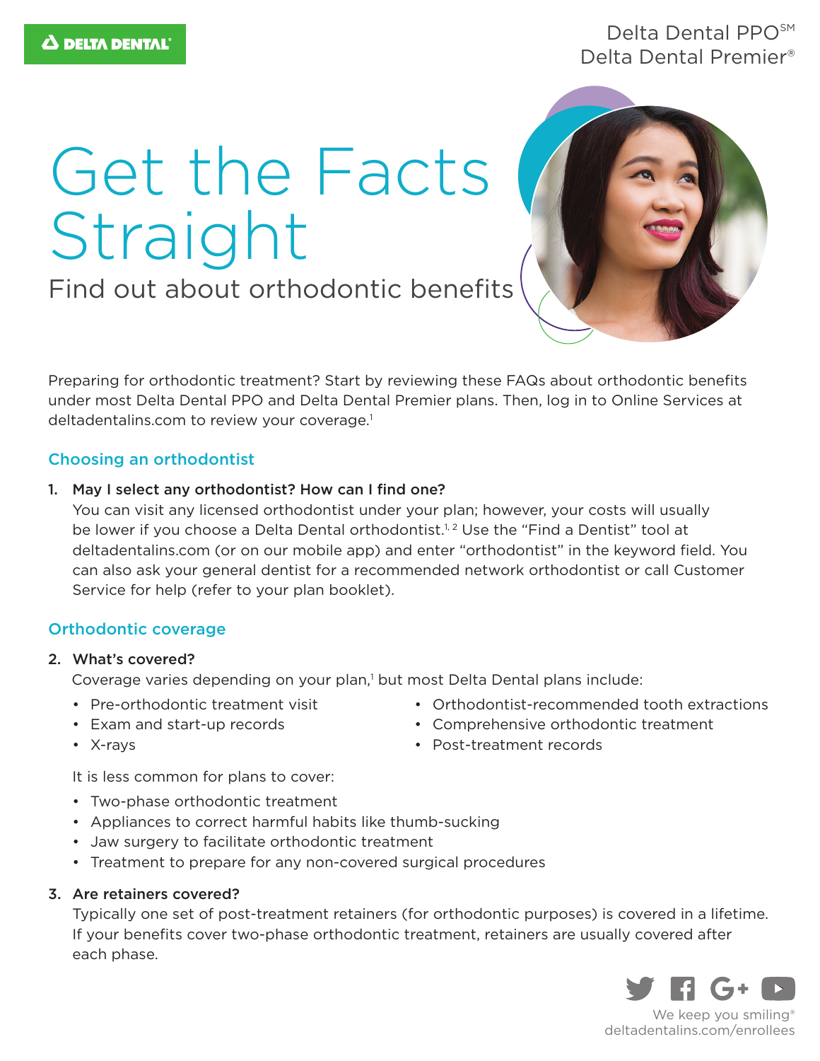Delta Dental PPO℠
Delta Dental Premier®

# Get the Facts Straight

## Find out about orthodontic benefits

Preparing for orthodontic treatment? Start by reviewing these FAQs about orthodontic benefits under most Delta Dental PPO and Delta Dental Premier plans. Then, log in to Online Services at deltadentalins.com to review your coverage.[1]

### Choosing an orthodontist

1. **May I select any orthodontist? How can I find one?**
   You can visit any licensed orthodontist under your plan; however, your costs will usually be lower if you choose a Delta Dental orthodontist.[1, 2] Use the "Find a Dentist" tool at deltadentalins.com (or on our mobile app) and enter "orthodontist" in the keyword field. You can also ask your general dentist for a recommended network orthodontist or call Customer Service for help (refer to your plan booklet).

### Orthodontic coverage

2. **What's covered?**
   Coverage varies depending on your plan,[1] but most Delta Dental plans include:

   - Pre-orthodontic treatment visit
   - Exam and start-up records
   - X-rays
   - Orthodontist-recommended tooth extractions
   - Comprehensive orthodontic treatment
   - Post-treatment records

   It is less common for plans to cover:

   - Two-phase orthodontic treatment
   - Appliances to correct harmful habits like thumb-sucking
   - Jaw surgery to facilitate orthodontic treatment
   - Treatment to prepare for any non-covered surgical procedures

3. **Are retainers covered?**
   Typically one set of post-treatment retainers (for orthodontic purposes) is covered in a lifetime. If your benefits cover two-phase orthodontic treatment, retainers are usually covered after each phase.

We keep you smiling®
deltadentalins.com/enrollees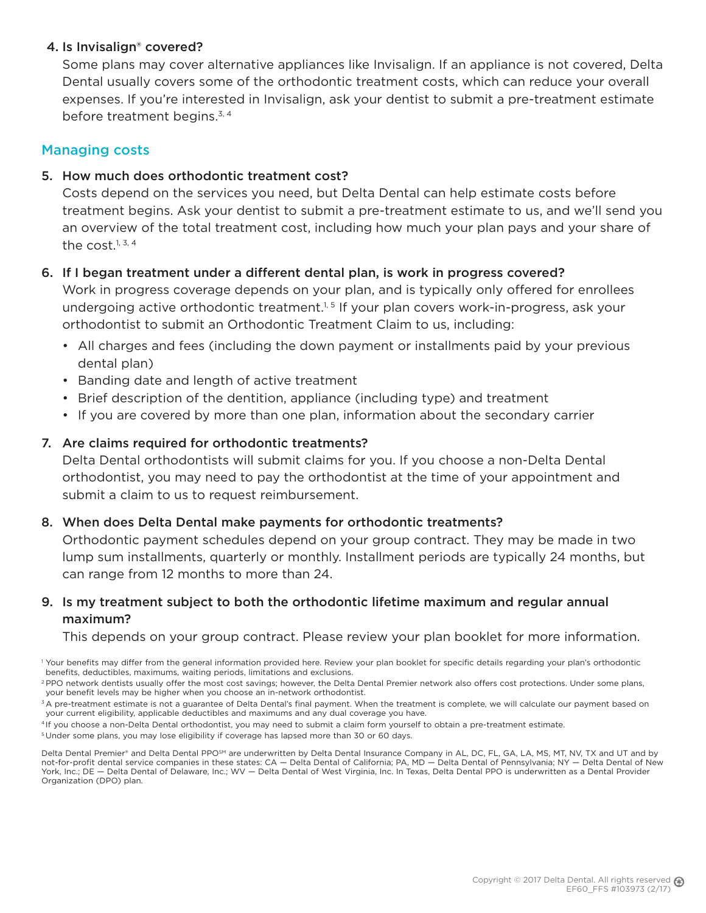4. **Is Invisalign® covered?**

   Some plans may cover alternative appliances like Invisalign. If an appliance is not covered, Delta Dental usually covers some of the orthodontic treatment costs, which can reduce your overall expenses. If you're interested in Invisalign, ask your dentist to submit a pre-treatment estimate before treatment begins.[3, 4]

## Managing costs

5. **How much does orthodontic treatment cost?**

   Costs depend on the services you need, but Delta Dental can help estimate costs before treatment begins. Ask your dentist to submit a pre-treatment estimate to us, and we'll send you an overview of the total treatment cost, including how much your plan pays and your share of the cost.[1, 3, 4]

6. **If I began treatment under a different dental plan, is work in progress covered?**

   Work in progress coverage depends on your plan, and is typically only offered for enrollees undergoing active orthodontic treatment.[1, 5] If your plan covers work-in-progress, ask your orthodontist to submit an Orthodontic Treatment Claim to us, including:

   - All charges and fees (including the down payment or installments paid by your previous dental plan)
   - Banding date and length of active treatment
   - Brief description of the dentition, appliance (including type) and treatment
   - If you are covered by more than one plan, information about the secondary carrier

7. **Are claims required for orthodontic treatments?**

   Delta Dental orthodontists will submit claims for you. If you choose a non-Delta Dental orthodontist, you may need to pay the orthodontist at the time of your appointment and submit a claim to us to request reimbursement.

8. **When does Delta Dental make payments for orthodontic treatments?**

   Orthodontic payment schedules depend on your group contract. They may be made in two lump sum installments, quarterly or monthly. Installment periods are typically 24 months, but can range from 12 months to more than 24.

9. **Is my treatment subject to both the orthodontic lifetime maximum and regular annual maximum?**

   This depends on your group contract. Please review your plan booklet for more information.

[1] Your benefits may differ from the general information provided here. Review your plan booklet for specific details regarding your plan's orthodontic benefits, deductibles, maximums, waiting periods, limitations and exclusions.

[2] PPO network dentists usually offer the most cost savings; however, the Delta Dental Premier network also offers cost protections. Under some plans, your benefit levels may be higher when you choose an in-network orthodontist.

[3] A pre-treatment estimate is not a guarantee of Delta Dental's final payment. When the treatment is complete, we will calculate our payment based on your current eligibility, applicable deductibles and maximums and any dual coverage you have.

[4] If you choose a non-Delta Dental orthodontist, you may need to submit a claim form yourself to obtain a pre-treatment estimate.

[5] Under some plans, you may lose eligibility if coverage has lapsed more than 30 or 60 days.

Delta Dental Premier® and Delta Dental PPO℠ are underwritten by Delta Dental Insurance Company in AL, DC, FL, GA, LA, MS, MT, NV, TX and UT and by not-for-profit dental service companies in these states: CA — Delta Dental of California; PA, MD — Delta Dental of Pennsylvania; NY — Delta Dental of New York, Inc.; DE — Delta Dental of Delaware, Inc.; WV — Delta Dental of West Virginia, Inc. In Texas, Delta Dental PPO is underwritten as a Dental Provider Organization (DPO) plan.

Copyright © 2017 Delta Dental. All rights reserved
EF60_FFS #103973 (2/17)